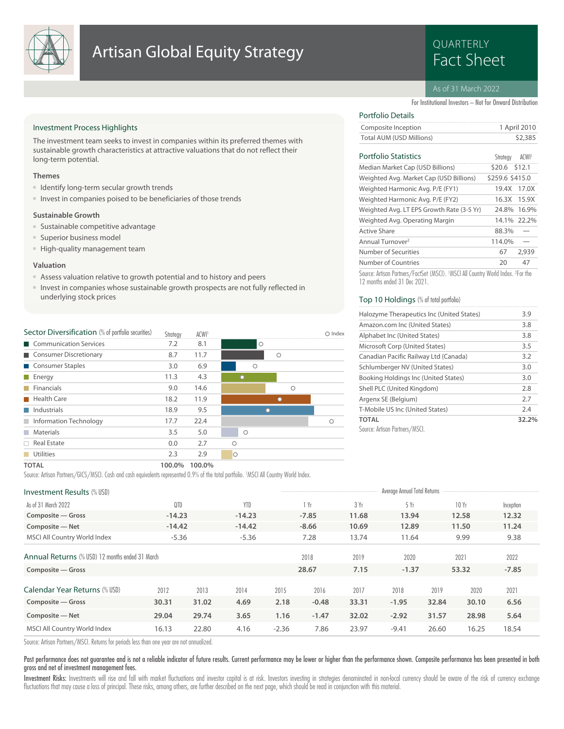# Artisan Global Equity Strategy

QUARTERLY
Fact Sheet

As of 31 March 2022

For Institutional Investors – Not for Onward Distribution

## Investment Process Highlights

The investment team seeks to invest in companies within its preferred themes with sustainable growth characteristics at attractive valuations that do not reflect their long-term potential.

### Themes

- Identify long-term secular growth trends
- Invest in companies poised to be beneficiaries of those trends

### Sustainable Growth

- Sustainable competitive advantage
- Superior business model
- High-quality management team

### Valuation

- Assess valuation relative to growth potential and to history and peers
- Invest in companies whose sustainable growth prospects are not fully reflected in underlying stock prices

## Portfolio Details

| | |
|---|---|
| Composite Inception | 1 April 2010 |
| Total AUM (USD Millions) | $2,385 |

## Portfolio Statistics

| | Strategy | ACWI[1] |
|---|---|---|
| Median Market Cap (USD Billions) | $20.6 | $12.1 |
| Weighted Avg. Market Cap (USD Billions) | $259.6 | $415.0 |
| Weighted Harmonic Avg. P/E (FY1) | 19.4X | 17.0X |
| Weighted Harmonic Avg. P/E (FY2) | 16.3X | 15.9X |
| Weighted Avg. LT EPS Growth Rate (3-5 Yr) | 24.8% | 16.9% |
| Weighted Avg. Operating Margin | 14.1% | 22.2% |
| Active Share | 88.3% | — |
| Annual Turnover[2] | 114.0% | — |
| Number of Securities | 67 | 2,939 |
| Number of Countries | 20 | 47 |

Source: Artisan Partners/FactSet (MSCI). [1]MSCI All Country World Index. [2]For the 12 months ended 31 Dec 2021.

## Top 10 Holdings (% of total portfolio)

| | |
|---|---|
| Halozyme Therapeutics Inc (United States) | 3.9 |
| Amazon.com Inc (United States) | 3.8 |
| Alphabet Inc (United States) | 3.8 |
| Microsoft Corp (United States) | 3.5 |
| Canadian Pacific Railway Ltd (Canada) | 3.2 |
| Schlumberger NV (United States) | 3.0 |
| Booking Holdings Inc (United States) | 3.0 |
| Shell PLC (United Kingdom) | 2.8 |
| Argenx SE (Belgium) | 2.7 |
| T-Mobile US Inc (United States) | 2.4 |
| **TOTAL** | **32.2%** |

Source: Artisan Partners/MSCI.

## Sector Diversification (% of portfolio securities)

| | Strategy | ACWI[1] |
|---|---|---|
| Communication Services | 7.2 | 8.1 |
| Consumer Discretionary | 8.7 | 11.7 |
| Consumer Staples | 3.0 | 6.9 |
| Energy | 11.3 | 4.3 |
| Financials | 9.0 | 14.6 |
| Health Care | 18.2 | 11.9 |
| Industrials | 18.9 | 9.5 |
| Information Technology | 17.7 | 22.4 |
| Materials | 3.5 | 5.0 |
| Real Estate | 0.0 | 2.7 |
| Utilities | 2.3 | 2.9 |
| **TOTAL** | **100.0%** | **100.0%** |

Source: Artisan Partners/GICS/MSCI. Cash and cash equivalents represented 0.9% of the total portfolio. [1]MSCI All Country World Index.

## Investment Results (% USD)

| As of 31 March 2022 | QTD | YTD | 1 Yr | 3 Yr | 5 Yr | 10 Yr | Inception |
|---|---|---|---|---|---|---|---|
| | | | Average Annual Total Returns | | | | |
| **Composite — Gross** | **-14.23** | **-14.23** | **-7.85** | **11.68** | **13.94** | **12.58** | **12.32** |
| **Composite — Net** | **-14.42** | **-14.42** | **-8.66** | **10.69** | **12.89** | **11.50** | **11.24** |
| MSCI All Country World Index | -5.36 | -5.36 | 7.28 | 13.74 | 11.64 | 9.99 | 9.38 |

## Annual Returns (% USD) 12 months ended 31 March

| | 2018 | 2019 | 2020 | 2021 | 2022 |
|---|---|---|---|---|---|
| **Composite — Gross** | **28.67** | **7.15** | **-1.37** | **53.32** | **-7.85** |

## Calendar Year Returns (% USD)

| | 2012 | 2013 | 2014 | 2015 | 2016 | 2017 | 2018 | 2019 | 2020 | 2021 |
|---|---|---|---|---|---|---|---|---|---|---|
| **Composite — Gross** | **30.31** | **31.02** | **4.69** | **2.18** | **-0.48** | **33.31** | **-1.95** | **32.84** | **30.10** | **6.56** |
| **Composite — Net** | **29.04** | **29.74** | **3.65** | **1.16** | **-1.47** | **32.02** | **-2.92** | **31.57** | **28.98** | **5.64** |
| MSCI All Country World Index | 16.13 | 22.80 | 4.16 | -2.36 | 7.86 | 23.97 | -9.41 | 26.60 | 16.25 | 18.54 |

Source: Artisan Partners/MSCI. Returns for periods less than one year are not annualized.

**Past performance does not guarantee and is not a reliable indicator of future results. Current performance may be lower or higher than the performance shown. Composite performance has been presented in both gross and net of investment management fees.**

**Investment Risks:** Investments will rise and fall with market fluctuations and investor capital is at risk. Investors investing in strategies denominated in non-local currency should be aware of the risk of currency exchange fluctuations that may cause a loss of principal. These risks, among others, are further described on the next page, which should be read in conjunction with this material.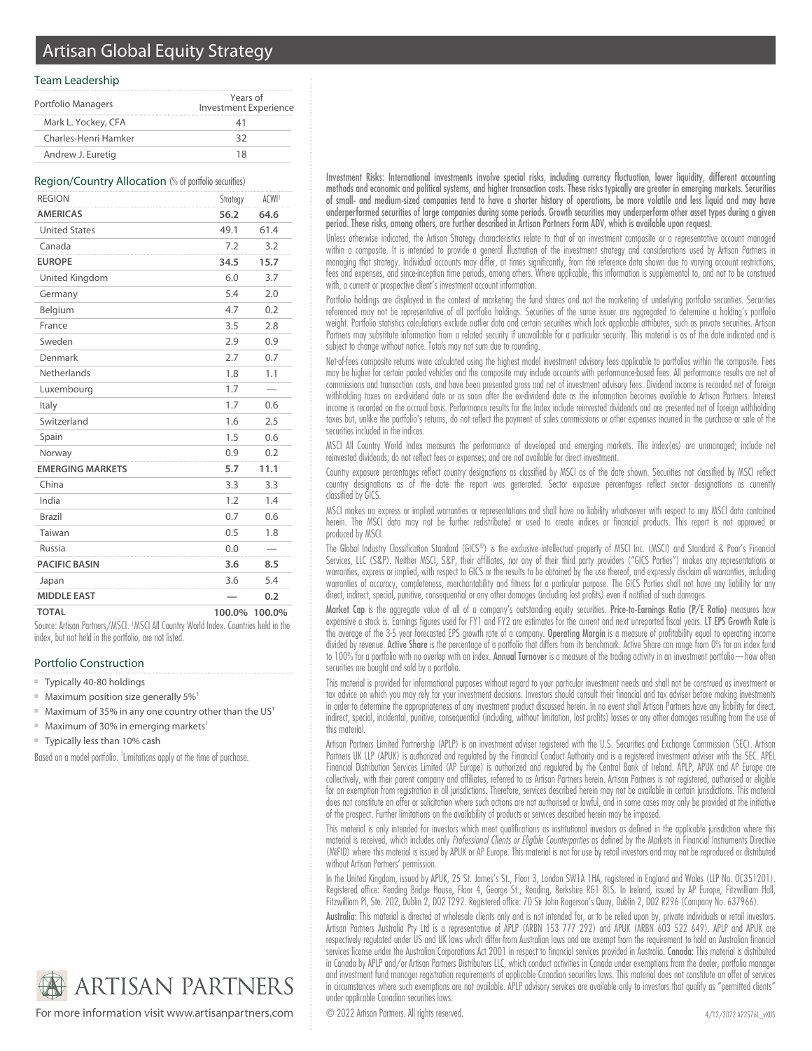# Artisan Global Equity Strategy

## Team Leadership

| Portfolio Managers | Years of Investment Experience |
|---|---|
| Mark L. Yockey, CFA | 41 |
| Charles-Henri Hamker | 32 |
| Andrew J. Euretig | 18 |

## Region/Country Allocation (% of portfolio securities)

| REGION | Strategy | ACWI[1] |
|---|---|---|
| **AMERICAS** | **56.2** | **64.6** |
| United States | 49.1 | 61.4 |
| Canada | 7.2 | 3.2 |
| **EUROPE** | **34.5** | **15.7** |
| United Kingdom | 6.0 | 3.7 |
| Germany | 5.4 | 2.0 |
| Belgium | 4.7 | 0.2 |
| France | 3.5 | 2.8 |
| Sweden | 2.9 | 0.9 |
| Denmark | 2.7 | 0.7 |
| Netherlands | 1.8 | 1.1 |
| Luxembourg | 1.7 | — |
| Italy | 1.7 | 0.6 |
| Switzerland | 1.6 | 2.5 |
| Spain | 1.5 | 0.6 |
| Norway | 0.9 | 0.2 |
| **EMERGING MARKETS** | **5.7** | **11.1** |
| China | 3.3 | 3.3 |
| India | 1.2 | 1.4 |
| Brazil | 0.7 | 0.6 |
| Taiwan | 0.5 | 1.8 |
| Russia | 0.0 | — |
| **PACIFIC BASIN** | **3.6** | **8.5** |
| Japan | 3.6 | 5.4 |
| **MIDDLE EAST** | **—** | **0.2** |
| **TOTAL** | **100.0%** | **100.0%** |

Source: Artisan Partners/MSCI. [1]MSCI All Country World Index. Countries held in the index, but not held in the portfolio, are not listed.

## Portfolio Construction

- Typically 40-80 holdings
- Maximum position size generally 5%[1]
- Maximum of 35% in any one country other than the US[1]
- Maximum of 30% in emerging markets[1]
- Typically less than 10% cash

Based on a model portfolio. [1]Limitations apply at the time of purchase.

ARTISAN PARTNERS

For more information visit www.artisanpartners.com

Investment Risks: International investments involve special risks, including currency fluctuation, lower liquidity, different accounting methods and economic and political systems, and higher transaction costs. These risks typically are greater in emerging markets. Securities of small- and medium-sized companies tend to have a shorter history of operations, be more volatile and less liquid and may have underperformed securities of large companies during some periods. Growth securities may underperform other asset types during a given period. These risks, among others, are further described in Artisan Partners Form ADV, which is available upon request.

Unless otherwise indicated, the Artisan Strategy characteristics relate to that of an investment composite or a representative account managed within a composite. It is intended to provide a general illustration of the investment strategy and considerations used by Artisan Partners in managing that strategy. Individual accounts may differ, at times significantly, from the reference data shown due to varying account restrictions, fees and expenses, and since-inception time periods, among others. Where applicable, this information is supplemental to, and not to be construed with, a current or prospective client's investment account information.

Portfolio holdings are displayed in the context of marketing the fund shares and not the marketing of underlying portfolio securities. Securities referenced may not be representative of all portfolio holdings. Securities of the same issuer are aggregated to determine a holding's portfolio weight. Portfolio statistics calculations exclude outlier data and certain securities which lack applicable attributes, such as private securities. Artisan Partners may substitute information from a related security if unavailable for a particular security. This material is as of the date indicated and is subject to change without notice. Totals may not sum due to rounding.

Net-of-fees composite returns were calculated using the highest model investment advisory fees applicable to portfolios within the composite. Fees may be higher for certain pooled vehicles and the composite may include accounts with performance-based fees. All performance results are net of commissions and transaction costs, and have been presented gross and net of investment advisory fees. Dividend income is recorded net of foreign withholding taxes on ex-dividend date or as soon after the ex-dividend date as the information becomes available to Artisan Partners. Interest income is recorded on the accrual basis. Performance results for the Index include reinvested dividends and are presented net of foreign withholding taxes but, unlike the portfolio's returns, do not reflect the payment of sales commissions or other expenses incurred in the purchase or sale of the securities included in the indices.

MSCI All Country World Index measures the performance of developed and emerging markets. The index(es) are unmanaged; include net reinvested dividends; do not reflect fees or expenses; and are not available for direct investment.

Country exposure percentages reflect country designations as classified by MSCI as of the date shown. Securities not classified by MSCI reflect country designations as of the date the report was generated. Sector exposure percentages reflect sector designations as currently classified by GICS.

MSCI makes no express or implied warranties or representations and shall have no liability whatsoever with respect to any MSCI data contained herein. The MSCI data may not be further redistributed or used to create indices or financial products. This report is not approved or produced by MSCI.

The Global Industry Classification Standard (GICS®) is the exclusive intellectual property of MSCI Inc. (MSCI) and Standard & Poor's Financial Services, LLC (S&P). Neither MSCI, S&P, their affiliates, nor any of their third party providers ("GICS Parties") makes any representations or warranties, express or implied, with respect to GICS or the results to be obtained by the use thereof, and expressly disclaim all warranties, including warranties of accuracy, completeness, merchantability and fitness for a particular purpose. The GICS Parties shall not have any liability for any direct, indirect, special, punitive, consequential or any other damages (including lost profits) even if notified of such damages.

**Market Cap** is the aggregate value of all of a company's outstanding equity securities. **Price-to-Earnings Ratio (P/E Ratio)** measures how expensive a stock is. Earnings figures used for FY1 and FY2 are estimates for the current and next unreported fiscal years. **LT EPS Growth Rate** is the average of the 3-5 year forecasted EPS growth rate of a company. **Operating Margin** is a measure of profitability equal to operating income divided by revenue. **Active Share** is the percentage of a portfolio that differs from its benchmark. Active Share can range from 0% for an index fund to 100% for a portfolio with no overlap with an index. **Annual Turnover** is a measure of the trading activity in an investment portfolio—how often securities are bought and sold by a portfolio.

This material is provided for informational purposes without regard to your particular investment needs and shall not be construed as investment or tax advice on which you may rely for your investment decisions. Investors should consult their financial and tax adviser before making investments in order to determine the appropriateness of any investment product discussed herein. In no event shall Artisan Partners have any liability for direct, indirect, special, incidental, punitive, consequential (including, without limitation, lost profits) losses or any other damages resulting from the use of this material.

Artisan Partners Limited Partnership (APLP) is an investment adviser registered with the U.S. Securities and Exchange Commission (SEC). Artisan Partners UK LLP (APUK) is authorized and regulated by the Financial Conduct Authority and is a registered investment adviser with the SEC. APEL Financial Distribution Services Limited (AP Europe) is authorized and regulated by the Central Bank of Ireland. APLP, APUK and AP Europe are collectively, with their parent company and affiliates, referred to as Artisan Partners herein. Artisan Partners is not registered, authorised or eligible for an exemption from registration in all jurisdictions. Therefore, services described herein may not be available in certain jurisdictions. This material does not constitute an offer or solicitation where such actions are not authorised or lawful, and in some cases may only be provided at the initiative of the prospect. Further limitations on the availability of products or services described herein may be imposed.

This material is only intended for investors which meet qualifications as institutional investors as defined in the applicable jurisdiction where this material is received, which includes only *Professional Clients or Eligible Counterparties* as defined by the Markets in Financial Instruments Directive (MiFID) where this material is issued by APUK or AP Europe. This material is not for use by retail investors and may not be reproduced or distributed without Artisan Partners' permission.

In the United Kingdom, issued by APUK, 25 St. James's St., Floor 3, London SW1A 1HA, registered in England and Wales (LLP No. OC351201). Registered office: Reading Bridge House, Floor 4, George St., Reading, Berkshire RG1 8LS. In Ireland, issued by AP Europe, Fitzwilliam Hall, Fitzwilliam Pl, Ste. 202, Dublin 2, D02 T292. Registered office: 70 Sir John Rogerson's Quay, Dublin 2, D02 R296 (Company No. 637966).

**Australia:** This material is directed at wholesale clients only and is not intended for, or to be relied upon by, private individuals or retail investors. Artisan Partners Australia Pty Ltd is a representative of APLP (ARBN 153 777 292) and APUK (ARBN 603 522 649). APLP and APUK are respectively regulated under US and UK laws which differ from Australian laws and are exempt from the requirement to hold an Australian financial services license under the Australian Corporations Act 2001 in respect to financial services provided in Australia. **Canada:** This material is distributed in Canada by APLP and/or Artisan Partners Distributors LLC, which conduct activities in Canada under exemptions from the dealer, portfolio manager and investment fund manager registration requirements of applicable Canadian securities laws. This material does not constitute an offer of services in circumstances where such exemptions are not available. APLP advisory services are available only to investors that qualify as "permitted clients" under applicable Canadian securities laws.

© 2022 Artisan Partners. All rights reserved.

4/12/2022 A22576L_vXUS